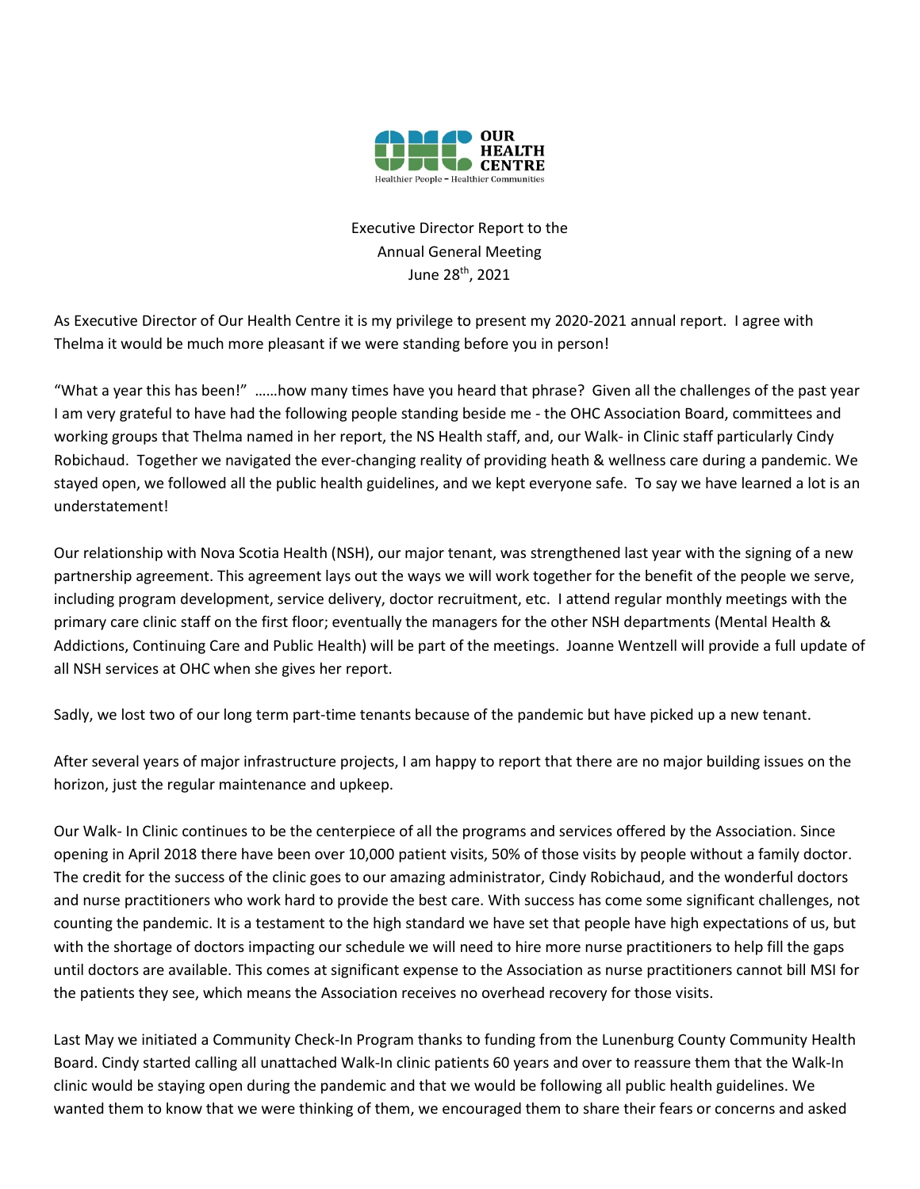OUR HEALTH CENTRE

Healthier People – Healthier Communities

Executive Director Report to the
Annual General Meeting
June 28th, 2021

As Executive Director of Our Health Centre it is my privilege to present my 2020-2021 annual report. I agree with Thelma it would be much more pleasant if we were standing before you in person!

"What a year this has been!" ……how many times have you heard that phrase? Given all the challenges of the past year I am very grateful to have had the following people standing beside me - the OHC Association Board, committees and working groups that Thelma named in her report, the NS Health staff, and, our Walk- in Clinic staff particularly Cindy Robichaud. Together we navigated the ever-changing reality of providing heath & wellness care during a pandemic. We stayed open, we followed all the public health guidelines, and we kept everyone safe. To say we have learned a lot is an understatement!

Our relationship with Nova Scotia Health (NSH), our major tenant, was strengthened last year with the signing of a new partnership agreement. This agreement lays out the ways we will work together for the benefit of the people we serve, including program development, service delivery, doctor recruitment, etc. I attend regular monthly meetings with the primary care clinic staff on the first floor; eventually the managers for the other NSH departments (Mental Health & Addictions, Continuing Care and Public Health) will be part of the meetings. Joanne Wentzell will provide a full update of all NSH services at OHC when she gives her report.

Sadly, we lost two of our long term part-time tenants because of the pandemic but have picked up a new tenant.

After several years of major infrastructure projects, I am happy to report that there are no major building issues on the horizon, just the regular maintenance and upkeep.

Our Walk- In Clinic continues to be the centerpiece of all the programs and services offered by the Association. Since opening in April 2018 there have been over 10,000 patient visits, 50% of those visits by people without a family doctor. The credit for the success of the clinic goes to our amazing administrator, Cindy Robichaud, and the wonderful doctors and nurse practitioners who work hard to provide the best care. With success has come some significant challenges, not counting the pandemic. It is a testament to the high standard we have set that people have high expectations of us, but with the shortage of doctors impacting our schedule we will need to hire more nurse practitioners to help fill the gaps until doctors are available. This comes at significant expense to the Association as nurse practitioners cannot bill MSI for the patients they see, which means the Association receives no overhead recovery for those visits.

Last May we initiated a Community Check-In Program thanks to funding from the Lunenburg County Community Health Board. Cindy started calling all unattached Walk-In clinic patients 60 years and over to reassure them that the Walk-In clinic would be staying open during the pandemic and that we would be following all public health guidelines. We wanted them to know that we were thinking of them, we encouraged them to share their fears or concerns and asked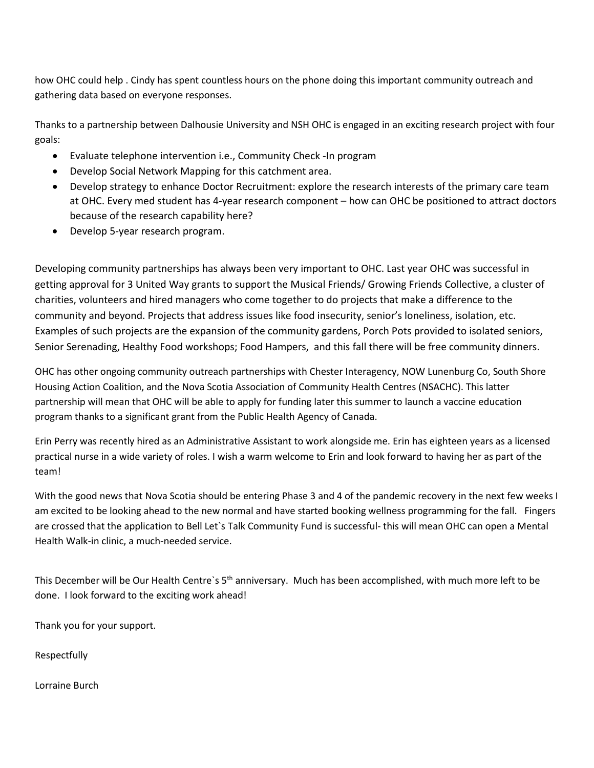how OHC could help . Cindy has spent countless hours on the phone doing this important community outreach and gathering data based on everyone responses.

Thanks to a partnership between Dalhousie University and NSH OHC is engaged in an exciting research project with four goals:

- Evaluate telephone intervention i.e., Community Check -In program
- Develop Social Network Mapping for this catchment area.
- Develop strategy to enhance Doctor Recruitment: explore the research interests of the primary care team at OHC. Every med student has 4-year research component – how can OHC be positioned to attract doctors because of the research capability here?
- Develop 5-year research program.

Developing community partnerships has always been very important to OHC. Last year OHC was successful in getting approval for 3 United Way grants to support the Musical Friends/ Growing Friends Collective, a cluster of charities, volunteers and hired managers who come together to do projects that make a difference to the community and beyond. Projects that address issues like food insecurity, senior's loneliness, isolation, etc. Examples of such projects are the expansion of the community gardens, Porch Pots provided to isolated seniors, Senior Serenading, Healthy Food workshops; Food Hampers, and this fall there will be free community dinners.

OHC has other ongoing community outreach partnerships with Chester Interagency, NOW Lunenburg Co, South Shore Housing Action Coalition, and the Nova Scotia Association of Community Health Centres (NSACHC). This latter partnership will mean that OHC will be able to apply for funding later this summer to launch a vaccine education program thanks to a significant grant from the Public Health Agency of Canada.

Erin Perry was recently hired as an Administrative Assistant to work alongside me. Erin has eighteen years as a licensed practical nurse in a wide variety of roles. I wish a warm welcome to Erin and look forward to having her as part of the team!

With the good news that Nova Scotia should be entering Phase 3 and 4 of the pandemic recovery in the next few weeks I am excited to be looking ahead to the new normal and have started booking wellness programming for the fall. Fingers are crossed that the application to Bell Let`s Talk Community Fund is successful- this will mean OHC can open a Mental Health Walk-in clinic, a much-needed service.

This December will be Our Health Centre`s 5th anniversary. Much has been accomplished, with much more left to be done. I look forward to the exciting work ahead!

Thank you for your support.

Respectfully

Lorraine Burch